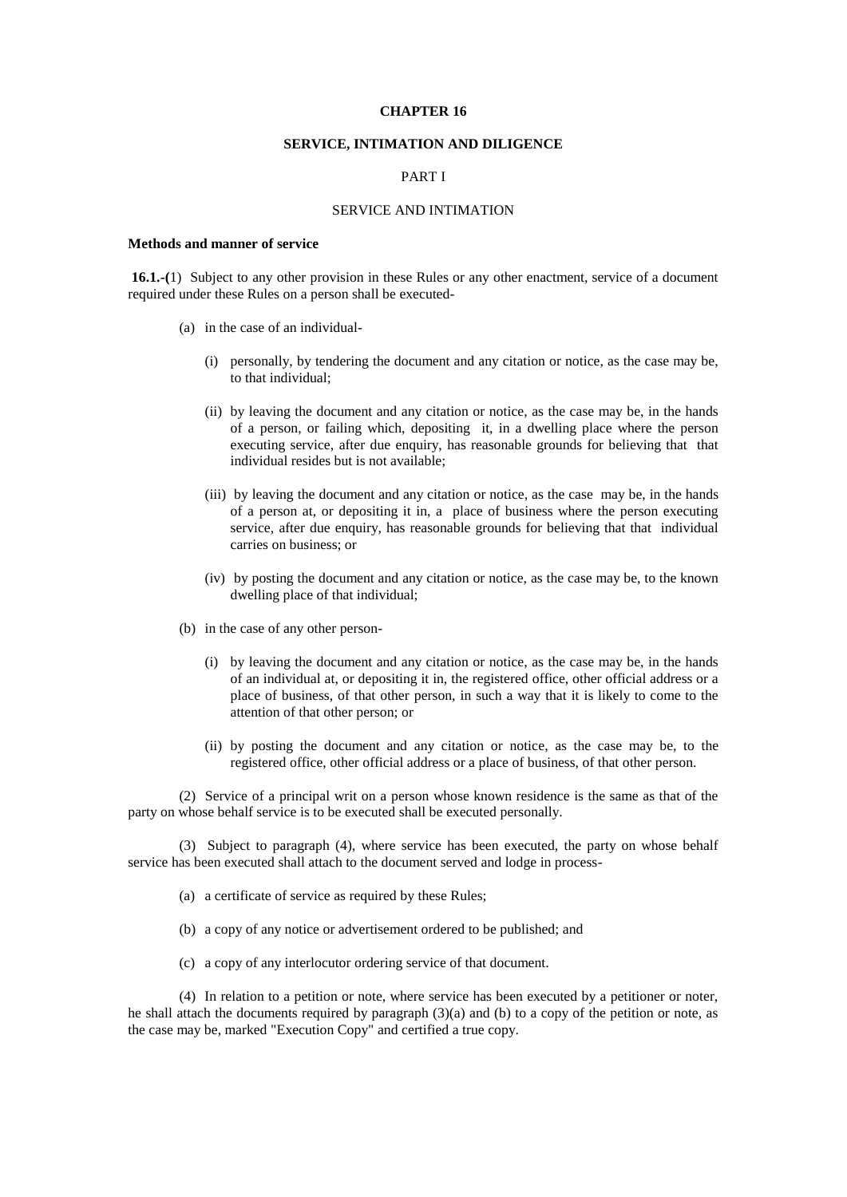# CHAPTER 16

## SERVICE, INTIMATION AND DILIGENCE

### PART I

### SERVICE AND INTIMATION

**Methods and manner of service**

**16.1.-(**1) Subject to any other provision in these Rules or any other enactment, service of a document required under these Rules on a person shall be executed-

(a) in the case of an individual-

(i) personally, by tendering the document and any citation or notice, as the case may be, to that individual;

(ii) by leaving the document and any citation or notice, as the case may be, in the hands of a person, or failing which, depositing it, in a dwelling place where the person executing service, after due enquiry, has reasonable grounds for believing that that individual resides but is not available;

(iii) by leaving the document and any citation or notice, as the case may be, in the hands of a person at, or depositing it in, a place of business where the person executing service, after due enquiry, has reasonable grounds for believing that that individual carries on business; or

(iv) by posting the document and any citation or notice, as the case may be, to the known dwelling place of that individual;

(b) in the case of any other person-

(i) by leaving the document and any citation or notice, as the case may be, in the hands of an individual at, or depositing it in, the registered office, other official address or a place of business, of that other person, in such a way that it is likely to come to the attention of that other person; or

(ii) by posting the document and any citation or notice, as the case may be, to the registered office, other official address or a place of business, of that other person.

(2) Service of a principal writ on a person whose known residence is the same as that of the party on whose behalf service is to be executed shall be executed personally.

(3) Subject to paragraph (4), where service has been executed, the party on whose behalf service has been executed shall attach to the document served and lodge in process-

(a) a certificate of service as required by these Rules;

(b) a copy of any notice or advertisement ordered to be published; and

(c) a copy of any interlocutor ordering service of that document.

(4) In relation to a petition or note, where service has been executed by a petitioner or noter, he shall attach the documents required by paragraph (3)(a) and (b) to a copy of the petition or note, as the case may be, marked "Execution Copy" and certified a true copy.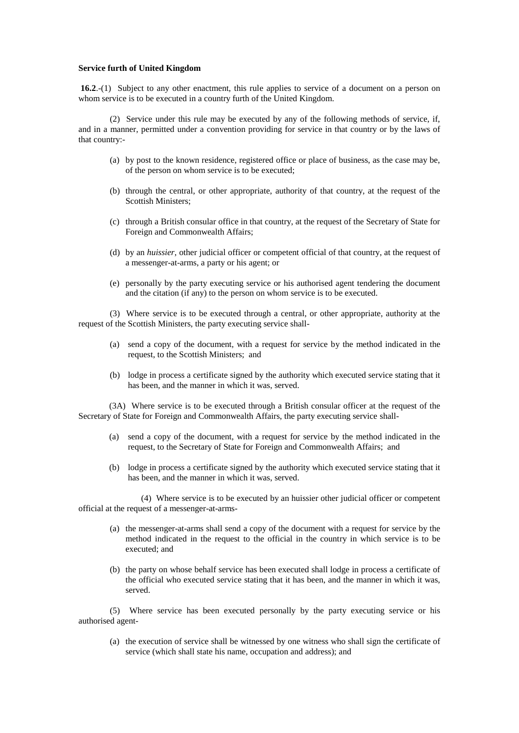**Service furth of United Kingdom**

**16.2**.-(1) Subject to any other enactment, this rule applies to service of a document on a person on whom service is to be executed in a country furth of the United Kingdom.

(2) Service under this rule may be executed by any of the following methods of service, if, and in a manner, permitted under a convention providing for service in that country or by the laws of that country:-

- (a) by post to the known residence, registered office or place of business, as the case may be, of the person on whom service is to be executed;
- (b) through the central, or other appropriate, authority of that country, at the request of the Scottish Ministers;
- (c) through a British consular office in that country, at the request of the Secretary of State for Foreign and Commonwealth Affairs;
- (d) by an *huissier*, other judicial officer or competent official of that country, at the request of a messenger-at-arms, a party or his agent; or
- (e) personally by the party executing service or his authorised agent tendering the document and the citation (if any) to the person on whom service is to be executed.

(3) Where service is to be executed through a central, or other appropriate, authority at the request of the Scottish Ministers, the party executing service shall-

- (a) send a copy of the document, with a request for service by the method indicated in the request, to the Scottish Ministers; and
- (b) lodge in process a certificate signed by the authority which executed service stating that it has been, and the manner in which it was, served.

(3A) Where service is to be executed through a British consular officer at the request of the Secretary of State for Foreign and Commonwealth Affairs, the party executing service shall-

- (a) send a copy of the document, with a request for service by the method indicated in the request, to the Secretary of State for Foreign and Commonwealth Affairs; and
- (b) lodge in process a certificate signed by the authority which executed service stating that it has been, and the manner in which it was, served.

(4) Where service is to be executed by an huissier other judicial officer or competent official at the request of a messenger-at-arms-

- (a) the messenger-at-arms shall send a copy of the document with a request for service by the method indicated in the request to the official in the country in which service is to be executed; and
- (b) the party on whose behalf service has been executed shall lodge in process a certificate of the official who executed service stating that it has been, and the manner in which it was, served.

(5) Where service has been executed personally by the party executing service or his authorised agent-

- (a) the execution of service shall be witnessed by one witness who shall sign the certificate of service (which shall state his name, occupation and address); and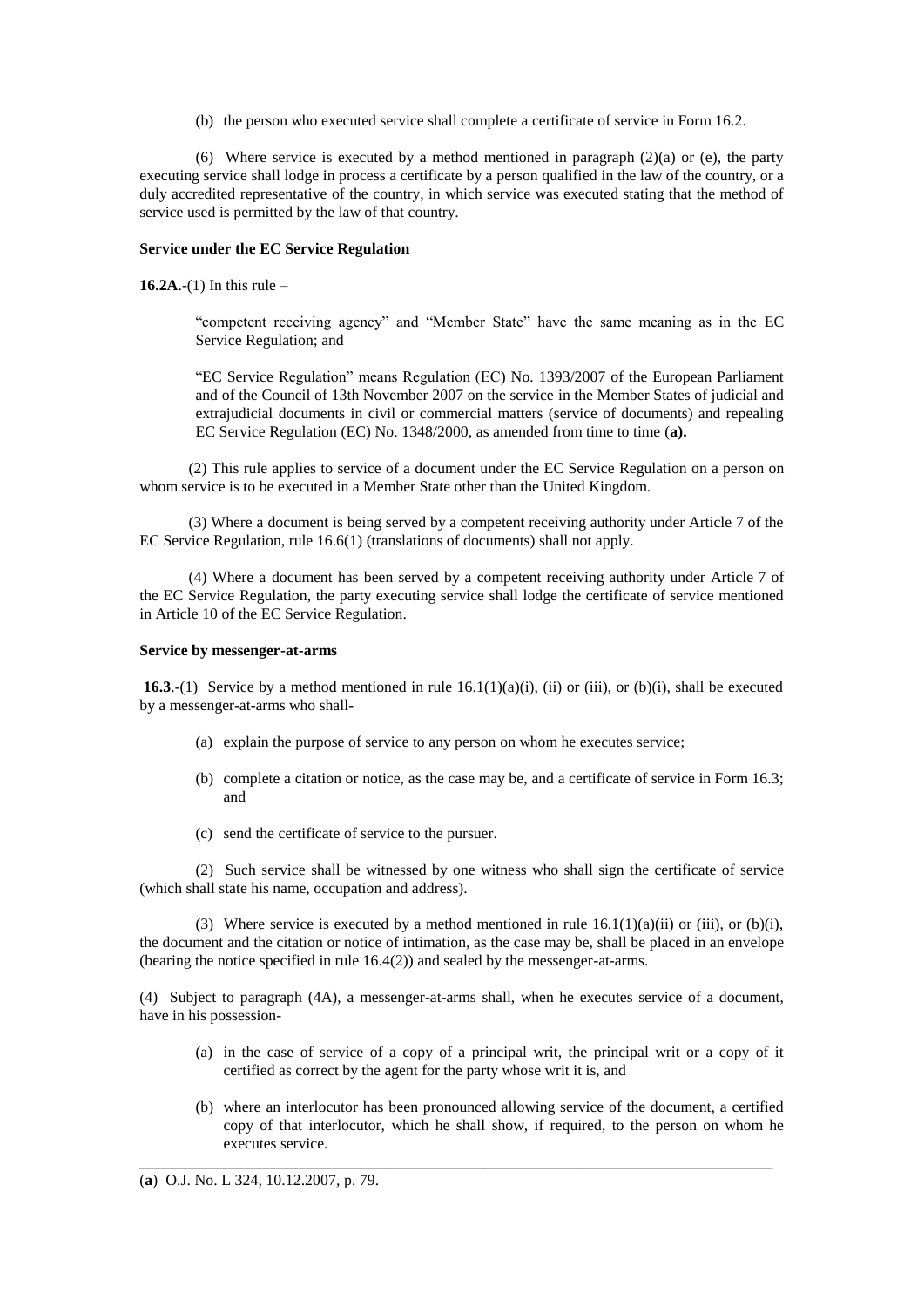(b) the person who executed service shall complete a certificate of service in Form 16.2.

(6) Where service is executed by a method mentioned in paragraph (2)(a) or (e), the party executing service shall lodge in process a certificate by a person qualified in the law of the country, or a duly accredited representative of the country, in which service was executed stating that the method of service used is permitted by the law of that country.

**Service under the EC Service Regulation**

**16.2A**.-(1) In this rule –

"competent receiving agency" and "Member State" have the same meaning as in the EC Service Regulation; and

"EC Service Regulation" means Regulation (EC) No. 1393/2007 of the European Parliament and of the Council of 13th November 2007 on the service in the Member States of judicial and extrajudicial documents in civil or commercial matters (service of documents) and repealing EC Service Regulation (EC) No. 1348/2000, as amended from time to time (**a).**

(2) This rule applies to service of a document under the EC Service Regulation on a person on whom service is to be executed in a Member State other than the United Kingdom.

(3) Where a document is being served by a competent receiving authority under Article 7 of the EC Service Regulation, rule 16.6(1) (translations of documents) shall not apply.

(4) Where a document has been served by a competent receiving authority under Article 7 of the EC Service Regulation, the party executing service shall lodge the certificate of service mentioned in Article 10 of the EC Service Regulation.

**Service by messenger-at-arms**

**16.3**.-(1) Service by a method mentioned in rule 16.1(1)(a)(i), (ii) or (iii), or (b)(i), shall be executed by a messenger-at-arms who shall-

- (a) explain the purpose of service to any person on whom he executes service;
- (b) complete a citation or notice, as the case may be, and a certificate of service in Form 16.3; and
- (c) send the certificate of service to the pursuer.

(2) Such service shall be witnessed by one witness who shall sign the certificate of service (which shall state his name, occupation and address).

(3) Where service is executed by a method mentioned in rule 16.1(1)(a)(ii) or (iii), or (b)(i), the document and the citation or notice of intimation, as the case may be, shall be placed in an envelope (bearing the notice specified in rule 16.4(2)) and sealed by the messenger-at-arms.

(4) Subject to paragraph (4A), a messenger-at-arms shall, when he executes service of a document, have in his possession-

- (a) in the case of service of a copy of a principal writ, the principal writ or a copy of it certified as correct by the agent for the party whose writ it is, and
- (b) where an interlocutor has been pronounced allowing service of the document, a certified copy of that interlocutor, which he shall show, if required, to the person on whom he executes service.

---

(**a**) O.J. No. L 324, 10.12.2007, p. 79.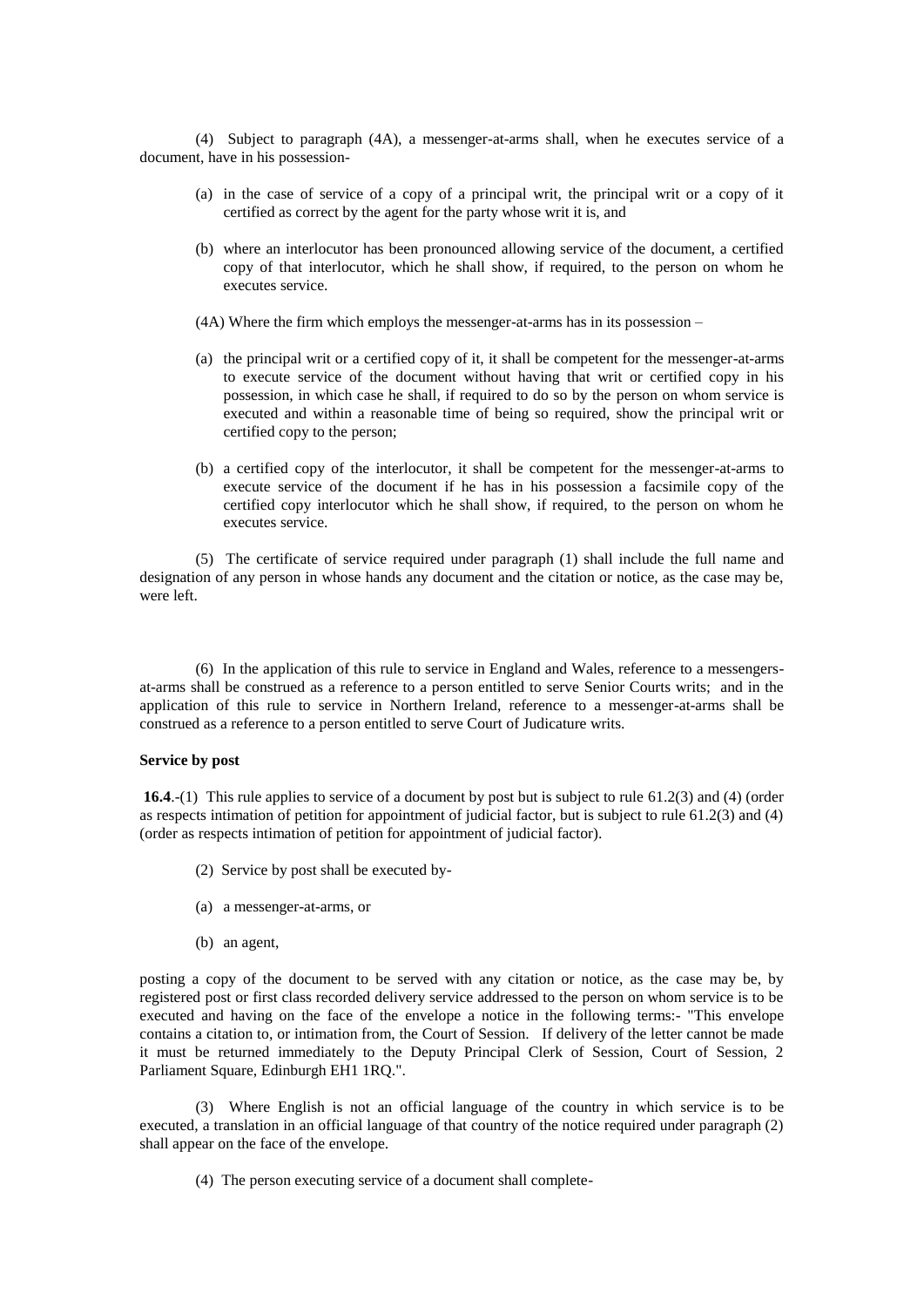(4) Subject to paragraph (4A), a messenger-at-arms shall, when he executes service of a document, have in his possession-

(a) in the case of service of a copy of a principal writ, the principal writ or a copy of it certified as correct by the agent for the party whose writ it is, and

(b) where an interlocutor has been pronounced allowing service of the document, a certified copy of that interlocutor, which he shall show, if required, to the person on whom he executes service.

(4A) Where the firm which employs the messenger-at-arms has in its possession –

(a) the principal writ or a certified copy of it, it shall be competent for the messenger-at-arms to execute service of the document without having that writ or certified copy in his possession, in which case he shall, if required to do so by the person on whom service is executed and within a reasonable time of being so required, show the principal writ or certified copy to the person;

(b) a certified copy of the interlocutor, it shall be competent for the messenger-at-arms to execute service of the document if he has in his possession a facsimile copy of the certified copy interlocutor which he shall show, if required, to the person on whom he executes service.

(5) The certificate of service required under paragraph (1) shall include the full name and designation of any person in whose hands any document and the citation or notice, as the case may be, were left.

(6) In the application of this rule to service in England and Wales, reference to a messengers-at-arms shall be construed as a reference to a person entitled to serve Senior Courts writs; and in the application of this rule to service in Northern Ireland, reference to a messenger-at-arms shall be construed as a reference to a person entitled to serve Court of Judicature writs.

**Service by post**

**16.4**.-(1) This rule applies to service of a document by post but is subject to rule 61.2(3) and (4) (order as respects intimation of petition for appointment of judicial factor, but is subject to rule 61.2(3) and (4) (order as respects intimation of petition for appointment of judicial factor).

(2) Service by post shall be executed by-

(a) a messenger-at-arms, or

(b) an agent,

posting a copy of the document to be served with any citation or notice, as the case may be, by registered post or first class recorded delivery service addressed to the person on whom service is to be executed and having on the face of the envelope a notice in the following terms:- "This envelope contains a citation to, or intimation from, the Court of Session. If delivery of the letter cannot be made it must be returned immediately to the Deputy Principal Clerk of Session, Court of Session, 2 Parliament Square, Edinburgh EH1 1RQ.".

(3) Where English is not an official language of the country in which service is to be executed, a translation in an official language of that country of the notice required under paragraph (2) shall appear on the face of the envelope.

(4) The person executing service of a document shall complete-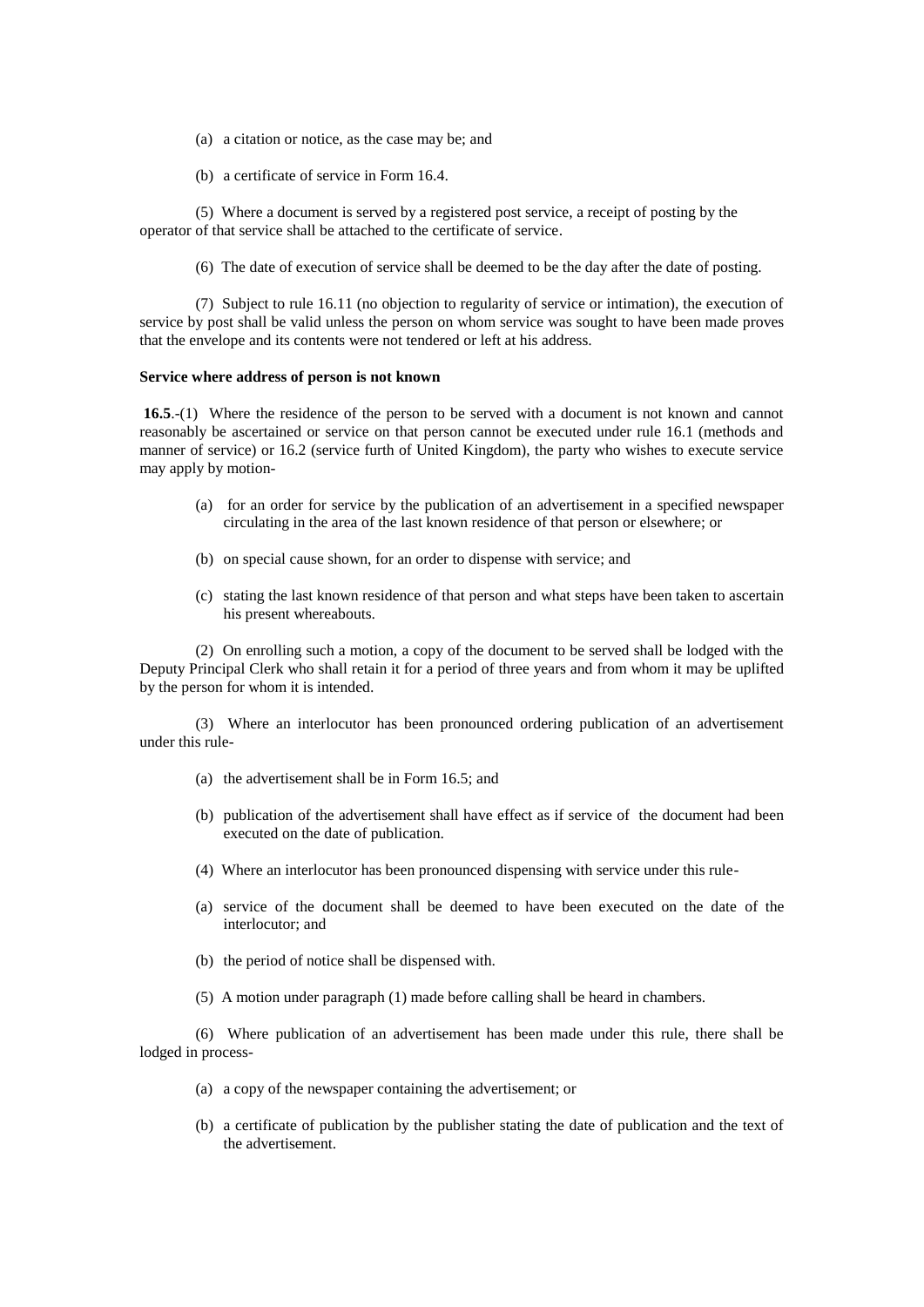(a) a citation or notice, as the case may be; and

(b) a certificate of service in Form 16.4.

(5) Where a document is served by a registered post service, a receipt of posting by the operator of that service shall be attached to the certificate of service.

(6) The date of execution of service shall be deemed to be the day after the date of posting.

(7) Subject to rule 16.11 (no objection to regularity of service or intimation), the execution of service by post shall be valid unless the person on whom service was sought to have been made proves that the envelope and its contents were not tendered or left at his address.

**Service where address of person is not known**

**16.5**.-(1) Where the residence of the person to be served with a document is not known and cannot reasonably be ascertained or service on that person cannot be executed under rule 16.1 (methods and manner of service) or 16.2 (service furth of United Kingdom), the party who wishes to execute service may apply by motion-

(a) for an order for service by the publication of an advertisement in a specified newspaper circulating in the area of the last known residence of that person or elsewhere; or

(b) on special cause shown, for an order to dispense with service; and

(c) stating the last known residence of that person and what steps have been taken to ascertain his present whereabouts.

(2) On enrolling such a motion, a copy of the document to be served shall be lodged with the Deputy Principal Clerk who shall retain it for a period of three years and from whom it may be uplifted by the person for whom it is intended.

(3) Where an interlocutor has been pronounced ordering publication of an advertisement under this rule-

(a) the advertisement shall be in Form 16.5; and

(b) publication of the advertisement shall have effect as if service of the document had been executed on the date of publication.

(4) Where an interlocutor has been pronounced dispensing with service under this rule-

(a) service of the document shall be deemed to have been executed on the date of the interlocutor; and

(b) the period of notice shall be dispensed with.

(5) A motion under paragraph (1) made before calling shall be heard in chambers.

(6) Where publication of an advertisement has been made under this rule, there shall be lodged in process-

(a) a copy of the newspaper containing the advertisement; or

(b) a certificate of publication by the publisher stating the date of publication and the text of the advertisement.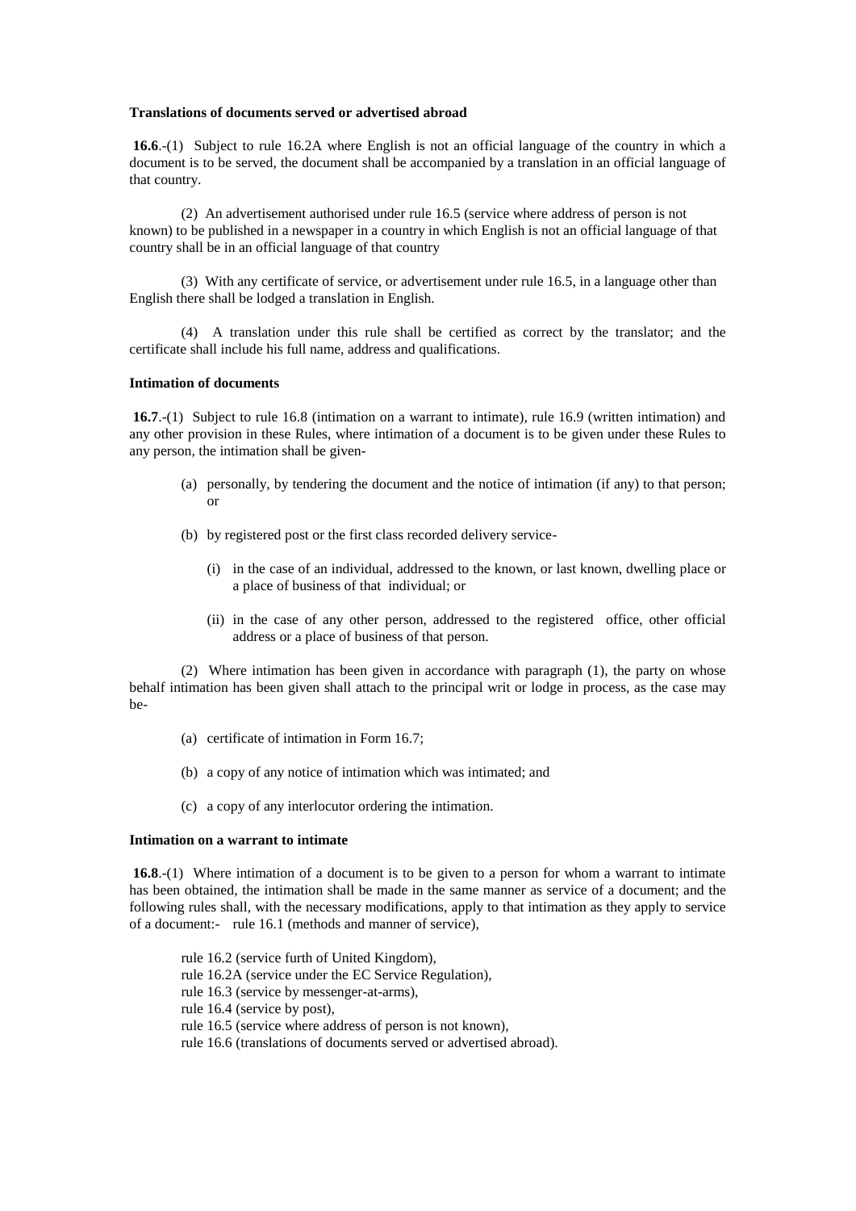**Translations of documents served or advertised abroad**

**16.6**.-(1) Subject to rule 16.2A where English is not an official language of the country in which a document is to be served, the document shall be accompanied by a translation in an official language of that country.

(2) An advertisement authorised under rule 16.5 (service where address of person is not known) to be published in a newspaper in a country in which English is not an official language of that country shall be in an official language of that country

(3) With any certificate of service, or advertisement under rule 16.5, in a language other than English there shall be lodged a translation in English.

(4) A translation under this rule shall be certified as correct by the translator; and the certificate shall include his full name, address and qualifications.

**Intimation of documents**

**16.7**.-(1) Subject to rule 16.8 (intimation on a warrant to intimate), rule 16.9 (written intimation) and any other provision in these Rules, where intimation of a document is to be given under these Rules to any person, the intimation shall be given-

- (a) personally, by tendering the document and the notice of intimation (if any) to that person; or
- (b) by registered post or the first class recorded delivery service-
  - (i) in the case of an individual, addressed to the known, or last known, dwelling place or a place of business of that individual; or
  - (ii) in the case of any other person, addressed to the registered office, other official address or a place of business of that person.

(2) Where intimation has been given in accordance with paragraph (1), the party on whose behalf intimation has been given shall attach to the principal writ or lodge in process, as the case may be-

- (a) certificate of intimation in Form 16.7;
- (b) a copy of any notice of intimation which was intimated; and
- (c) a copy of any interlocutor ordering the intimation.

**Intimation on a warrant to intimate**

**16.8**.-(1) Where intimation of a document is to be given to a person for whom a warrant to intimate has been obtained, the intimation shall be made in the same manner as service of a document; and the following rules shall, with the necessary modifications, apply to that intimation as they apply to service of a document:- rule 16.1 (methods and manner of service),

rule 16.2 (service furth of United Kingdom),
rule 16.2A (service under the EC Service Regulation),
rule 16.3 (service by messenger-at-arms),
rule 16.4 (service by post),
rule 16.5 (service where address of person is not known),
rule 16.6 (translations of documents served or advertised abroad).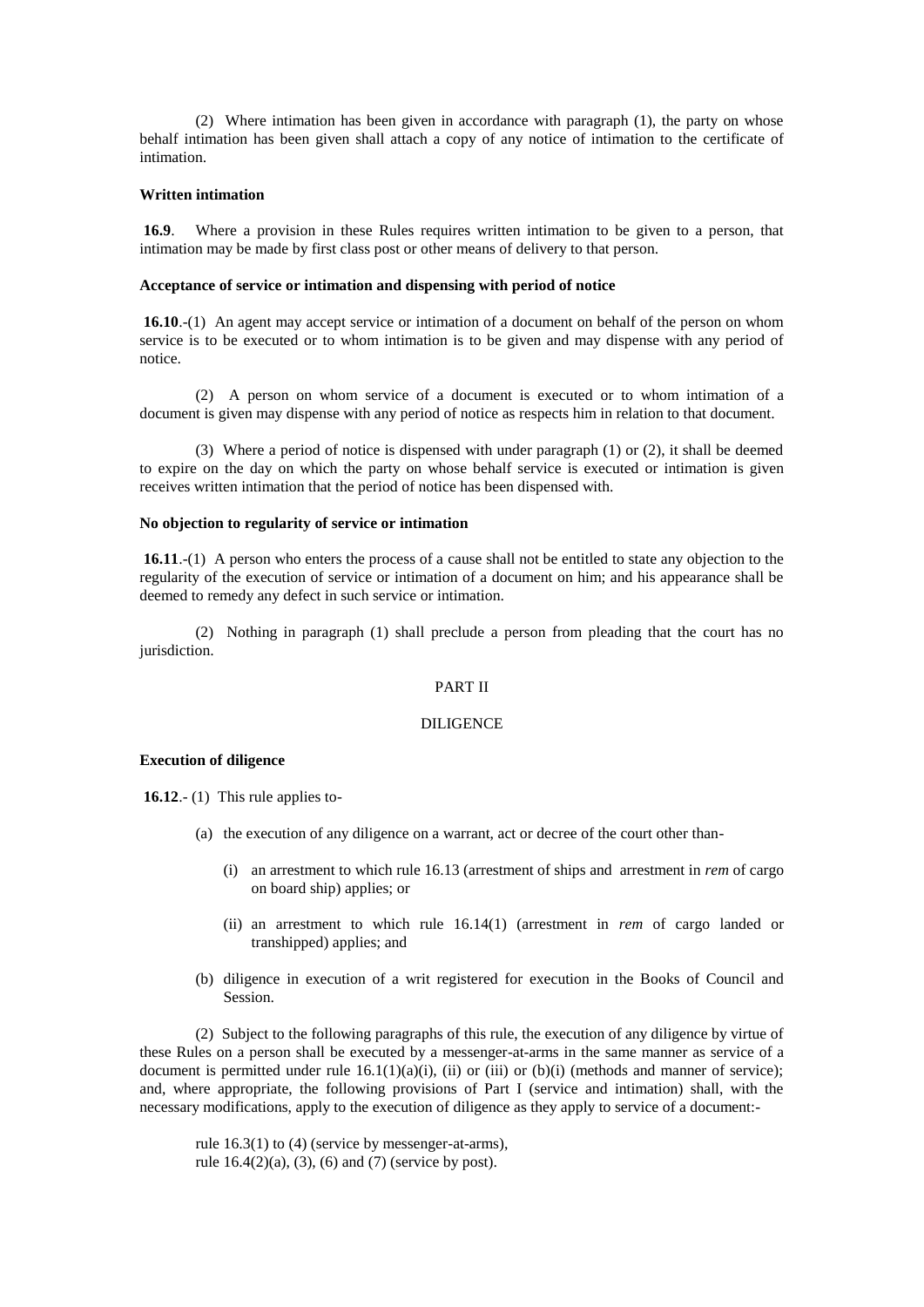(2) Where intimation has been given in accordance with paragraph (1), the party on whose behalf intimation has been given shall attach a copy of any notice of intimation to the certificate of intimation.

**Written intimation**

**16.9**. Where a provision in these Rules requires written intimation to be given to a person, that intimation may be made by first class post or other means of delivery to that person.

**Acceptance of service or intimation and dispensing with period of notice**

**16.10**.-(1) An agent may accept service or intimation of a document on behalf of the person on whom service is to be executed or to whom intimation is to be given and may dispense with any period of notice.

(2) A person on whom service of a document is executed or to whom intimation of a document is given may dispense with any period of notice as respects him in relation to that document.

(3) Where a period of notice is dispensed with under paragraph (1) or (2), it shall be deemed to expire on the day on which the party on whose behalf service is executed or intimation is given receives written intimation that the period of notice has been dispensed with.

**No objection to regularity of service or intimation**

**16.11**.-(1) A person who enters the process of a cause shall not be entitled to state any objection to the regularity of the execution of service or intimation of a document on him; and his appearance shall be deemed to remedy any defect in such service or intimation.

(2) Nothing in paragraph (1) shall preclude a person from pleading that the court has no jurisdiction.

PART II

DILIGENCE

**Execution of diligence**

**16.12**.- (1) This rule applies to-

(a) the execution of any diligence on a warrant, act or decree of the court other than-

(i) an arrestment to which rule 16.13 (arrestment of ships and arrestment in *rem* of cargo on board ship) applies; or

(ii) an arrestment to which rule 16.14(1) (arrestment in *rem* of cargo landed or transhipped) applies; and

(b) diligence in execution of a writ registered for execution in the Books of Council and Session.

(2) Subject to the following paragraphs of this rule, the execution of any diligence by virtue of these Rules on a person shall be executed by a messenger-at-arms in the same manner as service of a document is permitted under rule 16.1(1)(a)(i), (ii) or (iii) or (b)(i) (methods and manner of service); and, where appropriate, the following provisions of Part I (service and intimation) shall, with the necessary modifications, apply to the execution of diligence as they apply to service of a document:-

rule 16.3(1) to (4) (service by messenger-at-arms),
rule 16.4(2)(a), (3), (6) and (7) (service by post).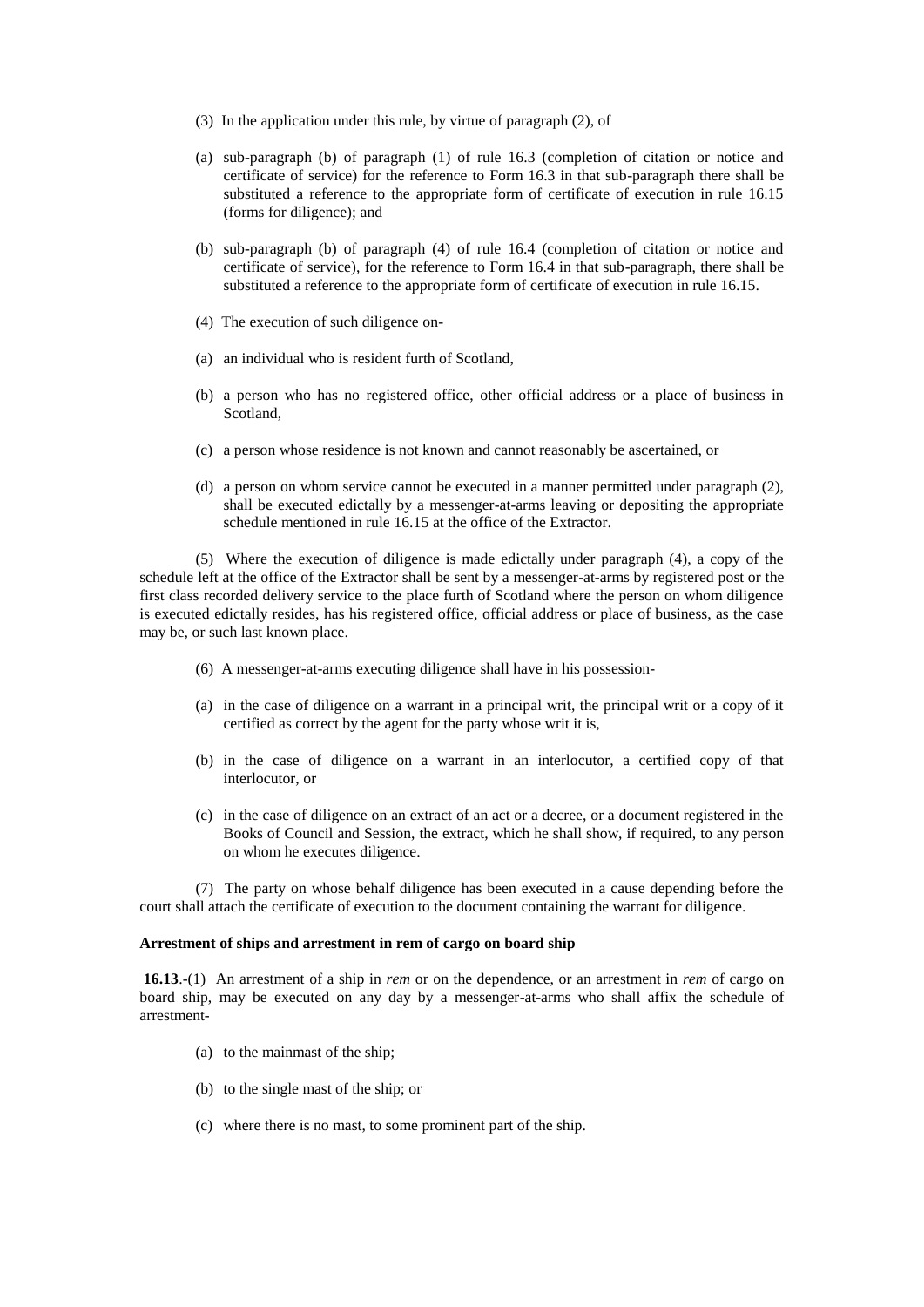(3) In the application under this rule, by virtue of paragraph (2), of

(a) sub-paragraph (b) of paragraph (1) of rule 16.3 (completion of citation or notice and certificate of service) for the reference to Form 16.3 in that sub-paragraph there shall be substituted a reference to the appropriate form of certificate of execution in rule 16.15 (forms for diligence); and

(b) sub-paragraph (b) of paragraph (4) of rule 16.4 (completion of citation or notice and certificate of service), for the reference to Form 16.4 in that sub-paragraph, there shall be substituted a reference to the appropriate form of certificate of execution in rule 16.15.

(4) The execution of such diligence on-

(a) an individual who is resident furth of Scotland,

(b) a person who has no registered office, other official address or a place of business in Scotland,

(c) a person whose residence is not known and cannot reasonably be ascertained, or

(d) a person on whom service cannot be executed in a manner permitted under paragraph (2), shall be executed edictally by a messenger-at-arms leaving or depositing the appropriate schedule mentioned in rule 16.15 at the office of the Extractor.

(5) Where the execution of diligence is made edictally under paragraph (4), a copy of the schedule left at the office of the Extractor shall be sent by a messenger-at-arms by registered post or the first class recorded delivery service to the place furth of Scotland where the person on whom diligence is executed edictally resides, has his registered office, official address or place of business, as the case may be, or such last known place.

(6) A messenger-at-arms executing diligence shall have in his possession-

(a) in the case of diligence on a warrant in a principal writ, the principal writ or a copy of it certified as correct by the agent for the party whose writ it is,

(b) in the case of diligence on a warrant in an interlocutor, a certified copy of that interlocutor, or

(c) in the case of diligence on an extract of an act or a decree, or a document registered in the Books of Council and Session, the extract, which he shall show, if required, to any person on whom he executes diligence.

(7) The party on whose behalf diligence has been executed in a cause depending before the court shall attach the certificate of execution to the document containing the warrant for diligence.

**Arrestment of ships and arrestment in rem of cargo on board ship**

**16.13**.-(1) An arrestment of a ship in *rem* or on the dependence, or an arrestment in *rem* of cargo on board ship, may be executed on any day by a messenger-at-arms who shall affix the schedule of arrestment-

(a) to the mainmast of the ship;

(b) to the single mast of the ship; or

(c) where there is no mast, to some prominent part of the ship.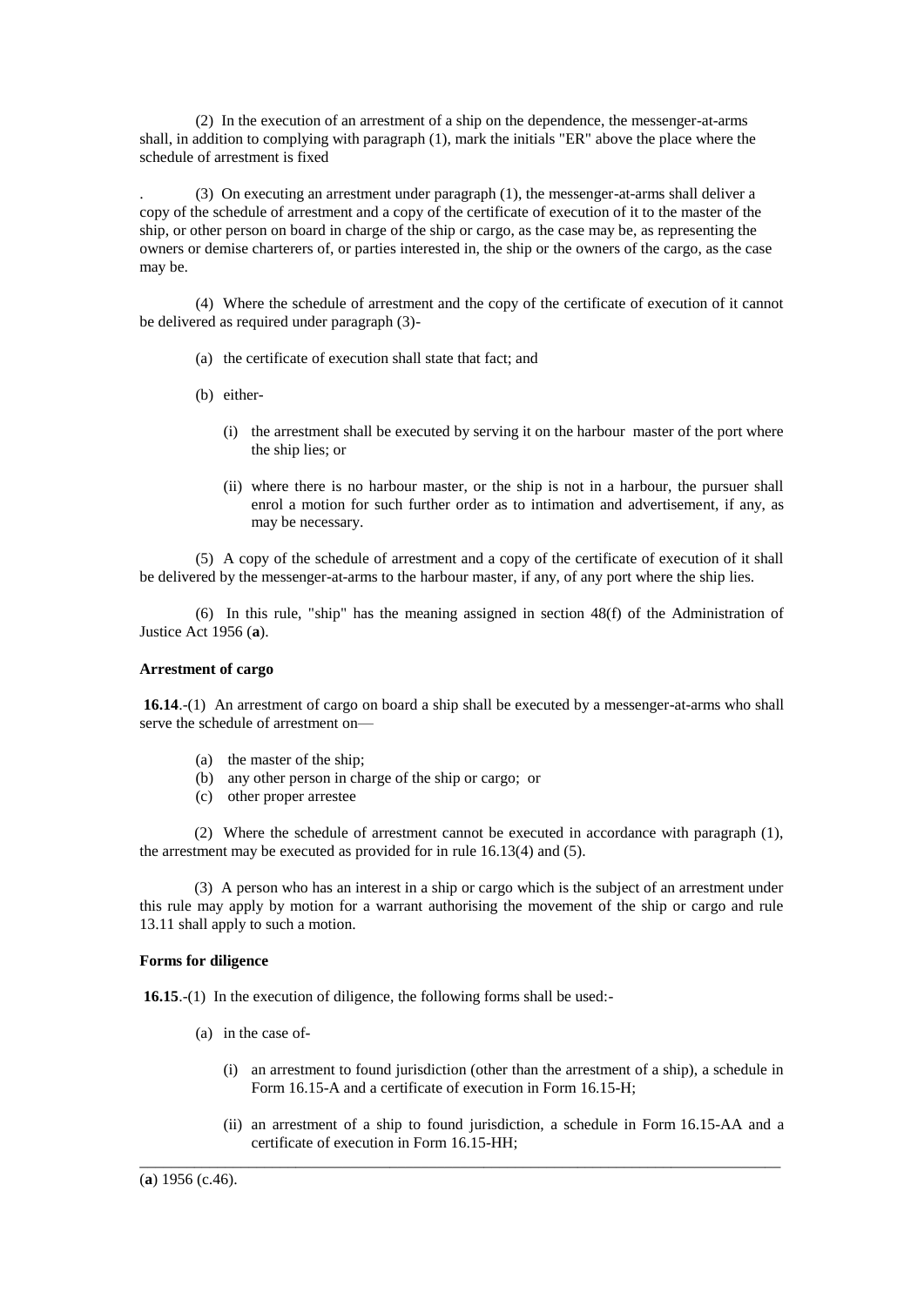(2) In the execution of an arrestment of a ship on the dependence, the messenger-at-arms shall, in addition to complying with paragraph (1), mark the initials "ER" above the place where the schedule of arrestment is fixed

. (3) On executing an arrestment under paragraph (1), the messenger-at-arms shall deliver a copy of the schedule of arrestment and a copy of the certificate of execution of it to the master of the ship, or other person on board in charge of the ship or cargo, as the case may be, as representing the owners or demise charterers of, or parties interested in, the ship or the owners of the cargo, as the case may be.

(4) Where the schedule of arrestment and the copy of the certificate of execution of it cannot be delivered as required under paragraph (3)-

- (a) the certificate of execution shall state that fact; and
- (b) either-
  - (i) the arrestment shall be executed by serving it on the harbour master of the port where the ship lies; or
  - (ii) where there is no harbour master, or the ship is not in a harbour, the pursuer shall enrol a motion for such further order as to intimation and advertisement, if any, as may be necessary.

(5) A copy of the schedule of arrestment and a copy of the certificate of execution of it shall be delivered by the messenger-at-arms to the harbour master, if any, of any port where the ship lies.

(6) In this rule, "ship" has the meaning assigned in section 48(f) of the Administration of Justice Act 1956 (**a**).

**Arrestment of cargo**

**16.14**.-(1) An arrestment of cargo on board a ship shall be executed by a messenger-at-arms who shall serve the schedule of arrestment on—

- (a) the master of the ship;
- (b) any other person in charge of the ship or cargo; or
- (c) other proper arrestee

(2) Where the schedule of arrestment cannot be executed in accordance with paragraph (1), the arrestment may be executed as provided for in rule 16.13(4) and (5).

(3) A person who has an interest in a ship or cargo which is the subject of an arrestment under this rule may apply by motion for a warrant authorising the movement of the ship or cargo and rule 13.11 shall apply to such a motion.

**Forms for diligence**

**16.15**.-(1) In the execution of diligence, the following forms shall be used:-

- (a) in the case of-
  - (i) an arrestment to found jurisdiction (other than the arrestment of a ship), a schedule in Form 16.15-A and a certificate of execution in Form 16.15-H;
  - (ii) an arrestment of a ship to found jurisdiction, a schedule in Form 16.15-AA and a certificate of execution in Form 16.15-HH;

---

(**a**) 1956 (c.46).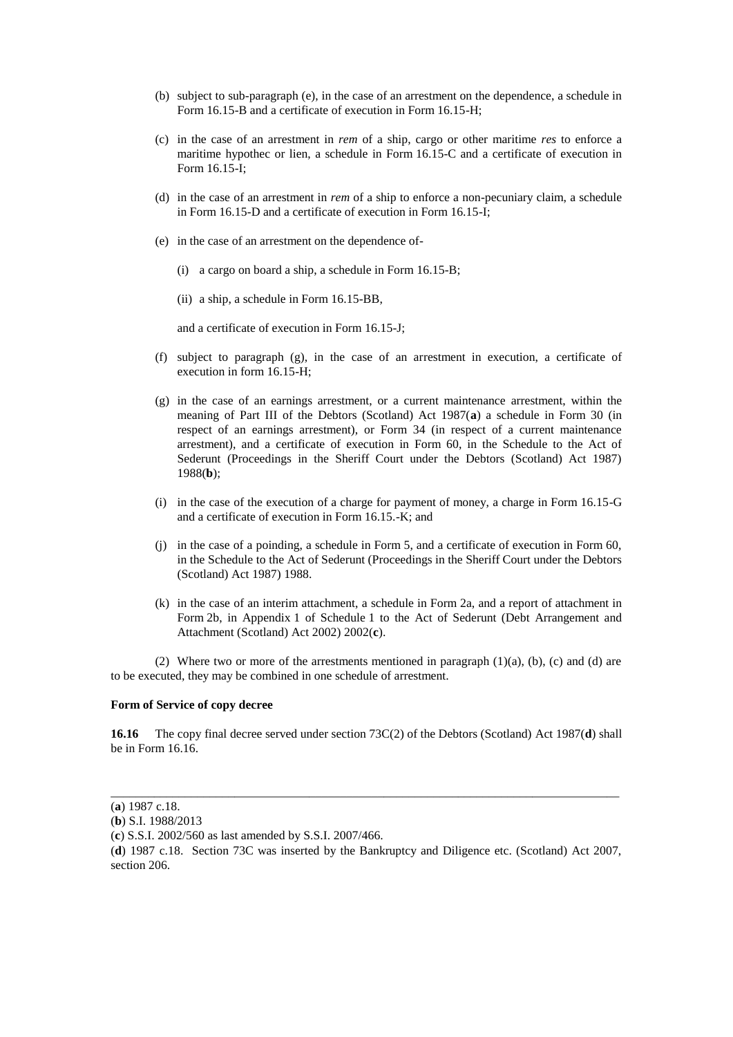(b) subject to sub-paragraph (e), in the case of an arrestment on the dependence, a schedule in Form 16.15-B and a certificate of execution in Form 16.15-H;

(c) in the case of an arrestment in *rem* of a ship, cargo or other maritime *res* to enforce a maritime hypothec or lien, a schedule in Form 16.15-C and a certificate of execution in Form 16.15-I;

(d) in the case of an arrestment in *rem* of a ship to enforce a non-pecuniary claim, a schedule in Form 16.15-D and a certificate of execution in Form 16.15-I;

(e) in the case of an arrestment on the dependence of-

(i) a cargo on board a ship, a schedule in Form 16.15-B;

(ii) a ship, a schedule in Form 16.15-BB,

and a certificate of execution in Form 16.15-J;

(f) subject to paragraph (g), in the case of an arrestment in execution, a certificate of execution in form 16.15-H;

(g) in the case of an earnings arrestment, or a current maintenance arrestment, within the meaning of Part III of the Debtors (Scotland) Act 1987(**a**) a schedule in Form 30 (in respect of an earnings arrestment), or Form 34 (in respect of a current maintenance arrestment), and a certificate of execution in Form 60, in the Schedule to the Act of Sederunt (Proceedings in the Sheriff Court under the Debtors (Scotland) Act 1987) 1988(**b**);

(i) in the case of the execution of a charge for payment of money, a charge in Form 16.15-G and a certificate of execution in Form 16.15.-K; and

(j) in the case of a poinding, a schedule in Form 5, and a certificate of execution in Form 60, in the Schedule to the Act of Sederunt (Proceedings in the Sheriff Court under the Debtors (Scotland) Act 1987) 1988.

(k) in the case of an interim attachment, a schedule in Form 2a, and a report of attachment in Form 2b, in Appendix 1 of Schedule 1 to the Act of Sederunt (Debt Arrangement and Attachment (Scotland) Act 2002) 2002(**c**).

(2) Where two or more of the arrestments mentioned in paragraph (1)(a), (b), (c) and (d) are to be executed, they may be combined in one schedule of arrestment.

**Form of Service of copy decree**

**16.16** The copy final decree served under section 73C(2) of the Debtors (Scotland) Act 1987(**d**) shall be in Form 16.16.

---

(**a**) 1987 c.18.

(**b**) S.I. 1988/2013

(**c**) S.S.I. 2002/560 as last amended by S.S.I. 2007/466.

(**d**) 1987 c.18. Section 73C was inserted by the Bankruptcy and Diligence etc. (Scotland) Act 2007, section 206.